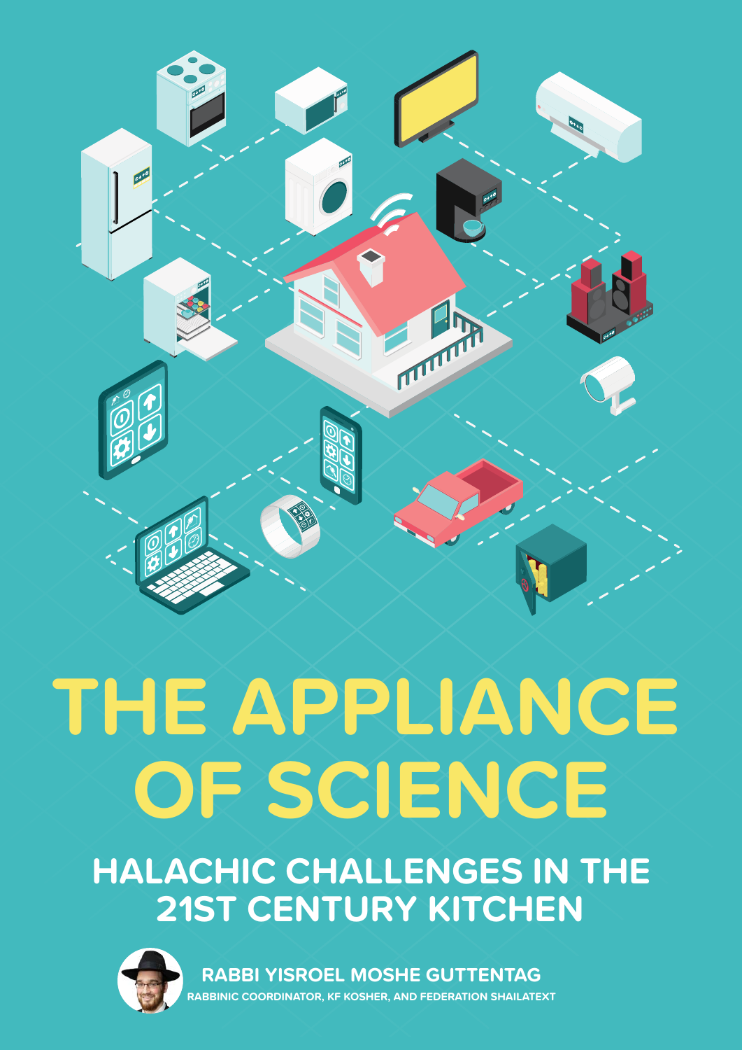# THE APPLIANCE OF SCIENCE

## HALACHIC CHALLENGES IN THE 21ST CENTURY KITCHEN

**RABBI YISROEL MOSHE GUTTENTAG**

RABBINIC COORDINATOR, KF KOSHER, AND FEDERATION SHAILATEXT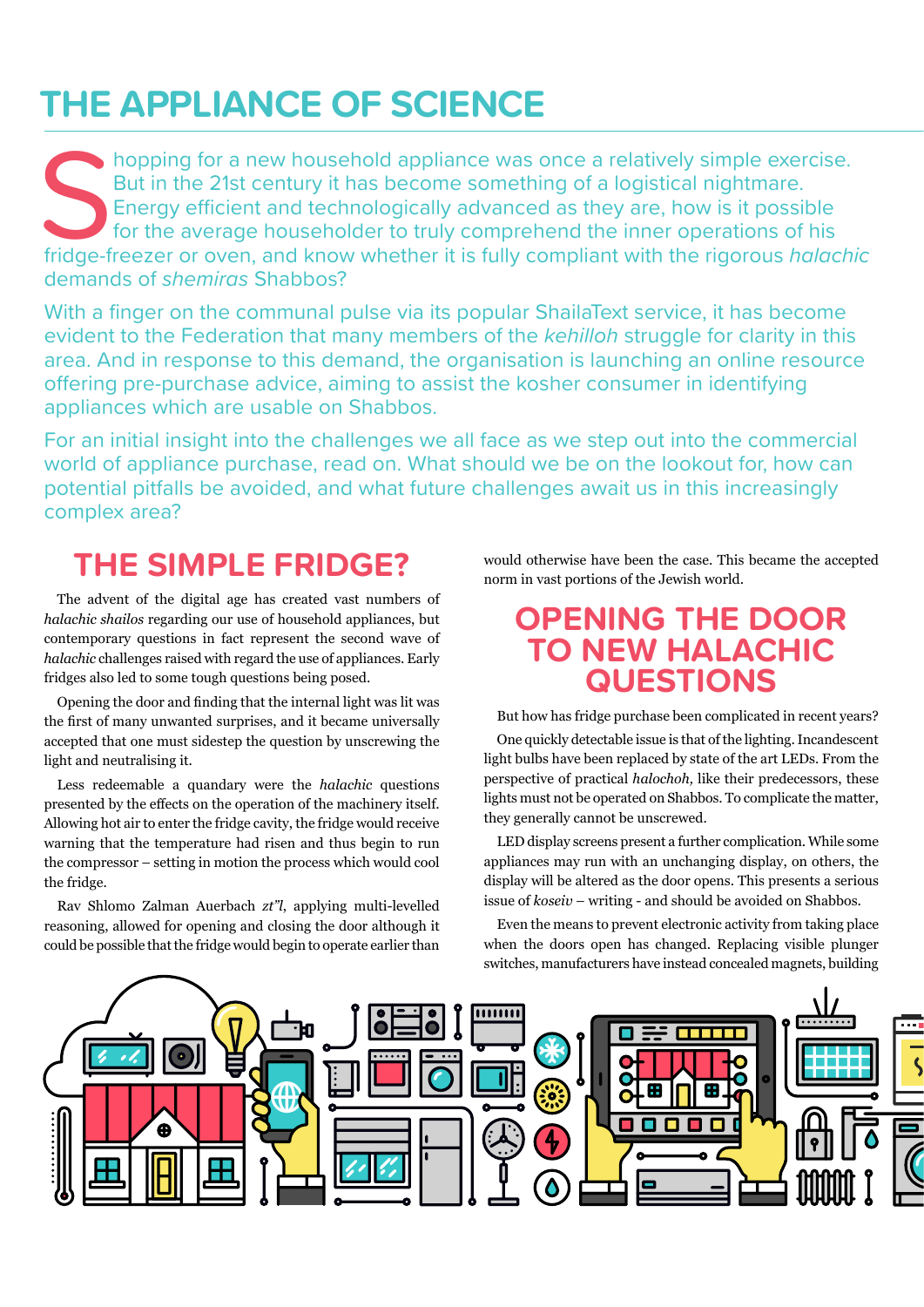# THE APPLIANCE OF SCIENCE

Shopping for a new household appliance was once a relatively simple exercise. But in the 21st century it has become something of a logistical nightmare. Energy efficient and technologically advanced as they are, how is it possible for the average householder to truly comprehend the inner operations of his fridge-freezer or oven, and know whether it is fully compliant with the rigorous *halachic* demands of *shemiras* Shabbos?

With a finger on the communal pulse via its popular ShailaText service, it has become evident to the Federation that many members of the *kehilloh* struggle for clarity in this area. And in response to this demand, the organisation is launching an online resource offering pre-purchase advice, aiming to assist the kosher consumer in identifying appliances which are usable on Shabbos.

For an initial insight into the challenges we all face as we step out into the commercial world of appliance purchase, read on. What should we be on the lookout for, how can potential pitfalls be avoided, and what future challenges await us in this increasingly complex area?

## THE SIMPLE FRIDGE?

The advent of the digital age has created vast numbers of *halachic shailos* regarding our use of household appliances, but contemporary questions in fact represent the second wave of *halachic* challenges raised with regard the use of appliances. Early fridges also led to some tough questions being posed.

Opening the door and finding that the internal light was lit was the first of many unwanted surprises, and it became universally accepted that one must sidestep the question by unscrewing the light and neutralising it.

Less redeemable a quandary were the *halachic* questions presented by the effects on the operation of the machinery itself. Allowing hot air to enter the fridge cavity, the fridge would receive warning that the temperature had risen and thus begin to run the compressor – setting in motion the process which would cool the fridge.

Rav Shlomo Zalman Auerbach *zt"l*, applying multi-levelled reasoning, allowed for opening and closing the door although it could be possible that the fridge would begin to operate earlier than would otherwise have been the case. This became the accepted norm in vast portions of the Jewish world.

## OPENING THE DOOR TO NEW HALACHIC QUESTIONS

But how has fridge purchase been complicated in recent years?

One quickly detectable issue is that of the lighting. Incandescent light bulbs have been replaced by state of the art LEDs. From the perspective of practical *halochoh,* like their predecessors, these lights must not be operated on Shabbos. To complicate the matter, they generally cannot be unscrewed.

LED display screens present a further complication. While some appliances may run with an unchanging display, on others, the display will be altered as the door opens. This presents a serious issue of *koseiv* – writing - and should be avoided on Shabbos.

Even the means to prevent electronic activity from taking place when the doors open has changed. Replacing visible plunger switches, manufacturers have instead concealed magnets, building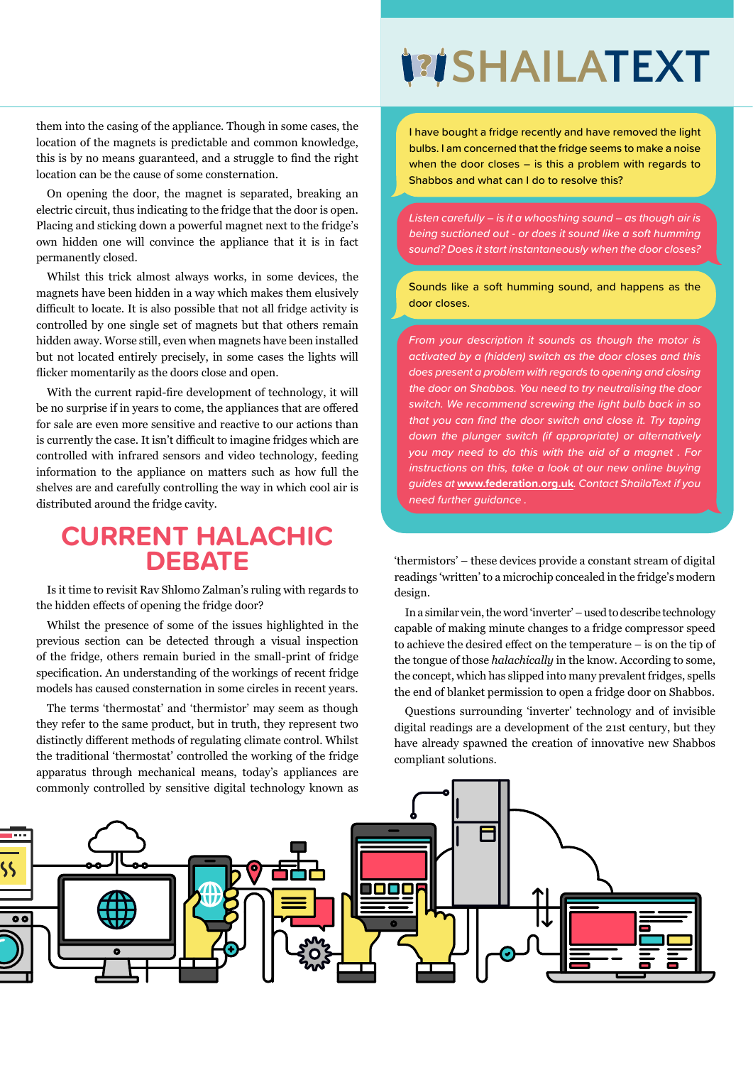them into the casing of the appliance. Though in some cases, the location of the magnets is predictable and common knowledge, this is by no means guaranteed, and a struggle to find the right location can be the cause of some consternation.

On opening the door, the magnet is separated, breaking an electric circuit, thus indicating to the fridge that the door is open. Placing and sticking down a powerful magnet next to the fridge's own hidden one will convince the appliance that it is in fact permanently closed.

Whilst this trick almost always works, in some devices, the magnets have been hidden in a way which makes them elusively difficult to locate. It is also possible that not all fridge activity is controlled by one single set of magnets but that others remain hidden away. Worse still, even when magnets have been installed but not located entirely precisely, in some cases the lights will flicker momentarily as the doors close and open.

With the current rapid-fire development of technology, it will be no surprise if in years to come, the appliances that are offered for sale are even more sensitive and reactive to our actions than is currently the case. It isn't difficult to imagine fridges which are controlled with infrared sensors and video technology, feeding information to the appliance on matters such as how full the shelves are and carefully controlling the way in which cool air is distributed around the fridge cavity.

## CURRENT HALACHIC DEBATE

Is it time to revisit Rav Shlomo Zalman's ruling with regards to the hidden effects of opening the fridge door?

Whilst the presence of some of the issues highlighted in the previous section can be detected through a visual inspection of the fridge, others remain buried in the small-print of fridge specification. An understanding of the workings of recent fridge models has caused consternation in some circles in recent years.

The terms 'thermostat' and 'thermistor' may seem as though they refer to the same product, but in truth, they represent two distinctly different methods of regulating climate control. Whilst the traditional 'thermostat' controlled the working of the fridge apparatus through mechanical means, today's appliances are commonly controlled by sensitive digital technology known as 'thermistors' – these devices provide a constant stream of digital readings 'written' to a microchip concealed in the fridge's modern design.

In a similar vein, the word 'inverter' – used to describe technology capable of making minute changes to a fridge compressor speed to achieve the desired effect on the temperature – is on the tip of the tongue of those *halachically* in the know. According to some, the concept, which has slipped into many prevalent fridges, spells the end of blanket permission to open a fridge door on Shabbos.

Questions surrounding 'inverter' technology and of invisible digital readings are a development of the 21st century, but they have already spawned the creation of innovative new Shabbos compliant solutions.

## SHAILATEXT

I have bought a fridge recently and have removed the light bulbs. I am concerned that the fridge seems to make a noise when the door closes – is this a problem with regards to Shabbos and what can I do to resolve this?

*Listen carefully – is it a whooshing sound – as though air is being suctioned out - or does it sound like a soft humming sound? Does it start instantaneously when the door closes?*

Sounds like a soft humming sound, and happens as the door closes.

*From your description it sounds as though the motor is activated by a (hidden) switch as the door closes and this does present a problem with regards to opening and closing the door on Shabbos. You need to try neutralising the door switch. We recommend screwing the light bulb back in so that you can find the door switch and close it. Try taping down the plunger switch (if appropriate) or alternatively you may need to do this with the aid of a magnet . For instructions on this, take a look at our new online buying guides at* **www.federation.org.uk***. Contact ShailaText if you need further guidance .*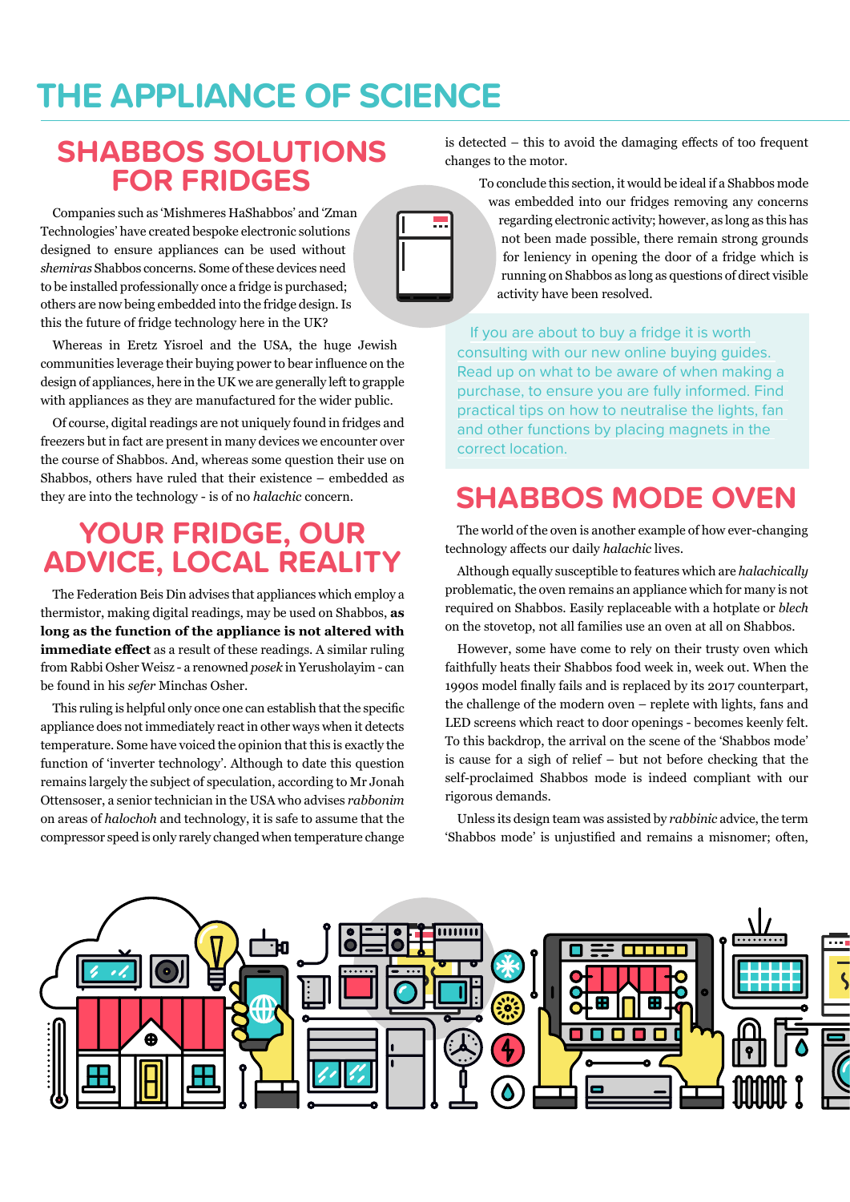# THE APPLIANCE OF SCIENCE

## SHABBOS SOLUTIONS FOR FRIDGES

Companies such as 'Mishmeres HaShabbos' and 'Zman Technologies' have created bespoke electronic solutions designed to ensure appliances can be used without *shemiras* Shabbos concerns. Some of these devices need to be installed professionally once a fridge is purchased; others are now being embedded into the fridge design. Is this the future of fridge technology here in the UK?

Whereas in Eretz Yisroel and the USA, the huge Jewish communities leverage their buying power to bear influence on the design of appliances, here in the UK we are generally left to grapple with appliances as they are manufactured for the wider public.

Of course, digital readings are not uniquely found in fridges and freezers but in fact are present in many devices we encounter over the course of Shabbos. And, whereas some question their use on Shabbos, others have ruled that their existence – embedded as they are into the technology - is of no *halachic* concern.

## YOUR FRIDGE, OUR ADVICE, LOCAL REALITY

The Federation Beis Din advises that appliances which employ a thermistor, making digital readings, may be used on Shabbos, **as long as the function of the appliance is not altered with immediate effect** as a result of these readings. A similar ruling from Rabbi Osher Weisz - a renowned *posek* in Yerusholayim - can be found in his *sefer* Minchas Osher.

This ruling is helpful only once one can establish that the specific appliance does not immediately react in other ways when it detects temperature. Some have voiced the opinion that this is exactly the function of 'inverter technology'. Although to date this question remains largely the subject of speculation, according to Mr Jonah Ottensoser, a senior technician in the USA who advises *rabbonim* on areas of *halochoh* and technology, it is safe to assume that the compressor speed is only rarely changed when temperature change is detected – this to avoid the damaging effects of too frequent changes to the motor.

To conclude this section, it would be ideal if a Shabbos mode was embedded into our fridges removing any concerns regarding electronic activity; however, as long as this has not been made possible, there remain strong grounds for leniency in opening the door of a fridge which is running on Shabbos as long as questions of direct visible activity have been resolved.

> If you are about to buy a fridge it is worth consulting with our new online buying guides. Read up on what to be aware of when making a purchase, to ensure you are fully informed. Find practical tips on how to neutralise the lights, fan and other functions by placing magnets in the correct location.

## SHABBOS MODE OVEN

The world of the oven is another example of how ever-changing technology affects our daily *halachic* lives.

Although equally susceptible to features which are *halachically* problematic, the oven remains an appliance which for many is not required on Shabbos. Easily replaceable with a hotplate or *blech* on the stovetop, not all families use an oven at all on Shabbos.

However, some have come to rely on their trusty oven which faithfully heats their Shabbos food week in, week out. When the 1990s model finally fails and is replaced by its 2017 counterpart, the challenge of the modern oven – replete with lights, fans and LED screens which react to door openings - becomes keenly felt. To this backdrop, the arrival on the scene of the 'Shabbos mode' is cause for a sigh of relief – but not before checking that the self-proclaimed Shabbos mode is indeed compliant with our rigorous demands.

Unless its design team was assisted by *rabbinic* advice, the term 'Shabbos mode' is unjustified and remains a misnomer; often,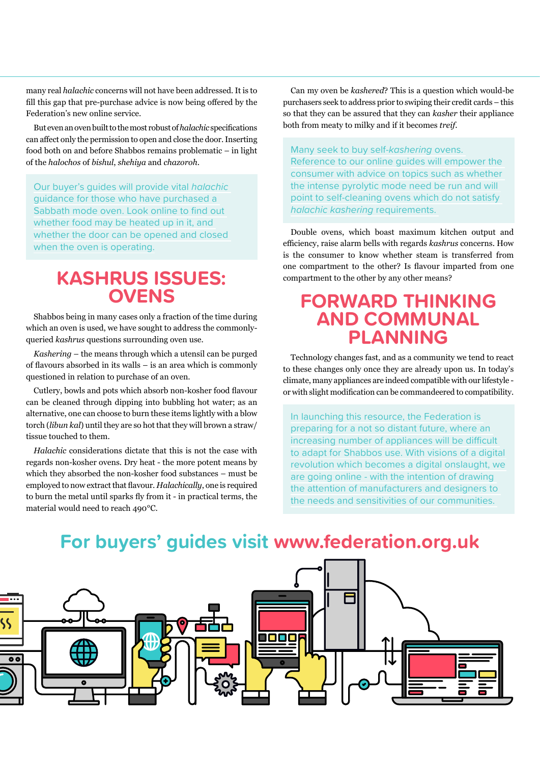many real *halachic* concerns will not have been addressed. It is to fill this gap that pre-purchase advice is now being offered by the Federation's new online service.

But even an oven built to the most robust of *halachic* specifications can affect only the permission to open and close the door. Inserting food both on and before Shabbos remains problematic – in light of the *halochos* of *bishul*, *shehiya* and *chazoroh*.

> Our buyer's guides will provide vital *halachic* guidance for those who have purchased a Sabbath mode oven. Look online to find out whether food may be heated up in it, and whether the door can be opened and closed when the oven is operating.

## KASHRUS ISSUES: OVENS

Shabbos being in many cases only a fraction of the time during which an oven is used, we have sought to address the commonly-queried *kashrus* questions surrounding oven use.

*Kashering* – the means through which a utensil can be purged of flavours absorbed in its walls – is an area which is commonly questioned in relation to purchase of an oven.

Cutlery, bowls and pots which absorb non-kosher food flavour can be cleaned through dipping into bubbling hot water; as an alternative, one can choose to burn these items lightly with a blow torch (*libun kal*) until they are so hot that they will brown a straw/tissue touched to them.

*Halachic* considerations dictate that this is not the case with regards non-kosher ovens. Dry heat - the more potent means by which they absorbed the non-kosher food substances – must be employed to now extract that flavour. *Halachically*, one is required to burn the metal until sparks fly from it - in practical terms, the material would need to reach 490°C.

Can my oven be *kashered*? This is a question which would-be purchasers seek to address prior to swiping their credit cards – this so that they can be assured that they can *kasher* their appliance both from meaty to milky and if it becomes *treif*.

> Many seek to buy self-*kashering* ovens. Reference to our online guides will empower the consumer with advice on topics such as whether the intense pyrolytic mode need be run and will point to self-cleaning ovens which do not satisfy *halachic kashering* requirements.

Double ovens, which boast maximum kitchen output and efficiency, raise alarm bells with regards *kashrus* concerns. How is the consumer to know whether steam is transferred from one compartment to the other? Is flavour imparted from one compartment to the other by any other means?

## FORWARD THINKING AND COMMUNAL PLANNING

Technology changes fast, and as a community we tend to react to these changes only once they are already upon us. In today's climate, many appliances are indeed compatible with our lifestyle - or with slight modification can be commandeered to compatibility.

> In launching this resource, the Federation is preparing for a not so distant future, where an increasing number of appliances will be difficult to adapt for Shabbos use. With visions of a digital revolution which becomes a digital onslaught, we are going online - with the intention of drawing the attention of manufacturers and designers to the needs and sensitivities of our communities.

**For buyers' guides visit www.federation.org.uk**